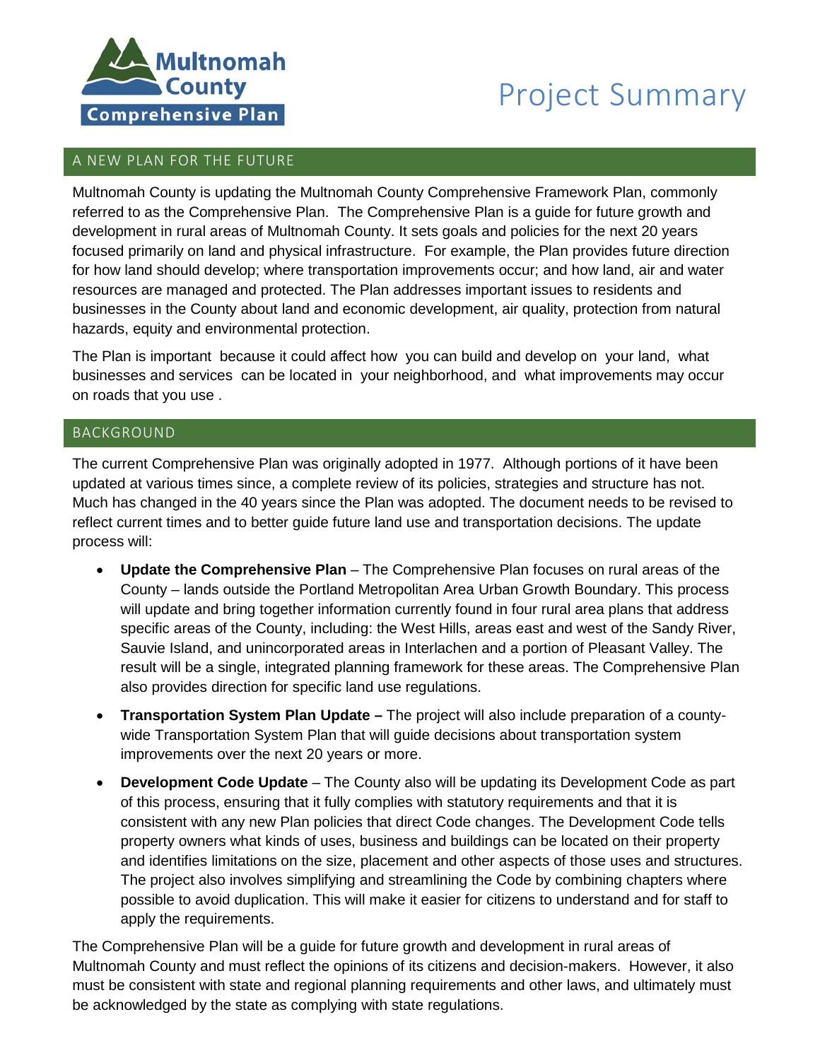Multnomah County Comprehensive Plan

# Project Summary

## A NEW PLAN FOR THE FUTURE

Multnomah County is updating the Multnomah County Comprehensive Framework Plan, commonly referred to as the Comprehensive Plan. The Comprehensive Plan is a guide for future growth and development in rural areas of Multnomah County. It sets goals and policies for the next 20 years focused primarily on land and physical infrastructure. For example, the Plan provides future direction for how land should develop; where transportation improvements occur; and how land, air and water resources are managed and protected. The Plan addresses important issues to residents and businesses in the County about land and economic development, air quality, protection from natural hazards, equity and environmental protection.

The Plan is important because it could affect how you can build and develop on your land, what businesses and services can be located in your neighborhood, and what improvements may occur on roads that you use .

## BACKGROUND

The current Comprehensive Plan was originally adopted in 1977. Although portions of it have been updated at various times since, a complete review of its policies, strategies and structure has not. Much has changed in the 40 years since the Plan was adopted. The document needs to be revised to reflect current times and to better guide future land use and transportation decisions. The update process will:

- **Update the Comprehensive Plan** – The Comprehensive Plan focuses on rural areas of the County – lands outside the Portland Metropolitan Area Urban Growth Boundary. This process will update and bring together information currently found in four rural area plans that address specific areas of the County, including: the West Hills, areas east and west of the Sandy River, Sauvie Island, and unincorporated areas in Interlachen and a portion of Pleasant Valley. The result will be a single, integrated planning framework for these areas. The Comprehensive Plan also provides direction for specific land use regulations.
- **Transportation System Plan Update –** The project will also include preparation of a county-wide Transportation System Plan that will guide decisions about transportation system improvements over the next 20 years or more.
- **Development Code Update** – The County also will be updating its Development Code as part of this process, ensuring that it fully complies with statutory requirements and that it is consistent with any new Plan policies that direct Code changes. The Development Code tells property owners what kinds of uses, business and buildings can be located on their property and identifies limitations on the size, placement and other aspects of those uses and structures. The project also involves simplifying and streamlining the Code by combining chapters where possible to avoid duplication. This will make it easier for citizens to understand and for staff to apply the requirements.

The Comprehensive Plan will be a guide for future growth and development in rural areas of Multnomah County and must reflect the opinions of its citizens and decision-makers. However, it also must be consistent with state and regional planning requirements and other laws, and ultimately must be acknowledged by the state as complying with state regulations.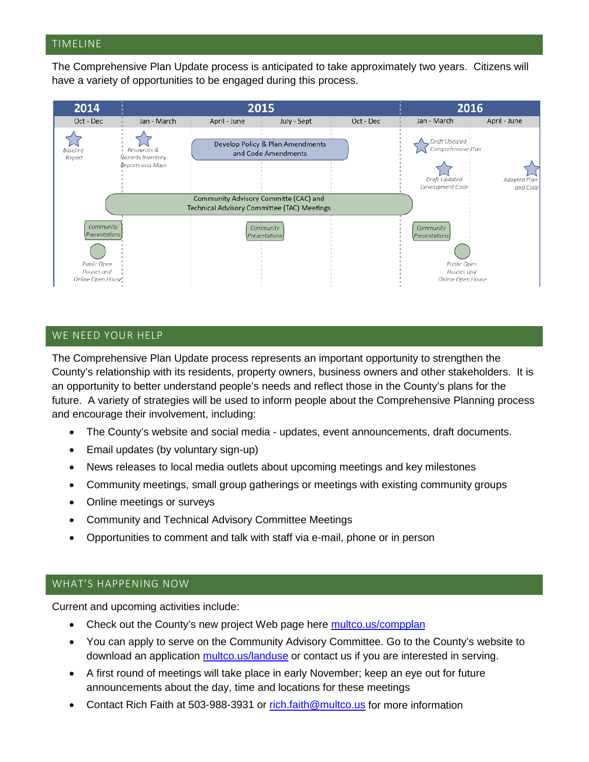## TIMELINE

The Comprehensive Plan Update process is anticipated to take approximately two years. Citizens will have a variety of opportunities to be engaged during this process.

2014
2015
2016
Oct - Dec
Jan - March
April - June
July - Sept
Oct - Dec
Jan - March
April - June

Baseline Report
Resources & Hazards Inventory Reports and Maps
Develop Policy & Plan Amendments and Code Amendments
Draft Updated Comprehensive Plan
Draft Updated Development Code
Adopted Plan and Code
Community Advisory Committe (CAC) and Technical Advisory Committee (TAC) Meetings
Community Presentations
Community Presentations
Community Presentations
Public Open Houses and Online Open House
Public Open Houses and Online Open House

## WE NEED YOUR HELP

The Comprehensive Plan Update process represents an important opportunity to strengthen the County's relationship with its residents, property owners, business owners and other stakeholders. It is an opportunity to better understand people's needs and reflect those in the County's plans for the future. A variety of strategies will be used to inform people about the Comprehensive Planning process and encourage their involvement, including:

- The County's website and social media - updates, event announcements, draft documents.
- Email updates (by voluntary sign-up)
- News releases to local media outlets about upcoming meetings and key milestones
- Community meetings, small group gatherings or meetings with existing community groups
- Online meetings or surveys
- Community and Technical Advisory Committee Meetings
- Opportunities to comment and talk with staff via e-mail, phone or in person

## WHAT'S HAPPENING NOW

Current and upcoming activities include:

- Check out the County's new project Web page here multco.us/compplan
- You can apply to serve on the Community Advisory Committee. Go to the County's website to download an application multco.us/landuse or contact us if you are interested in serving.
- A first round of meetings will take place in early November; keep an eye out for future announcements about the day, time and locations for these meetings
- Contact Rich Faith at 503-988-3931 or rich.faith@multco.us for more information